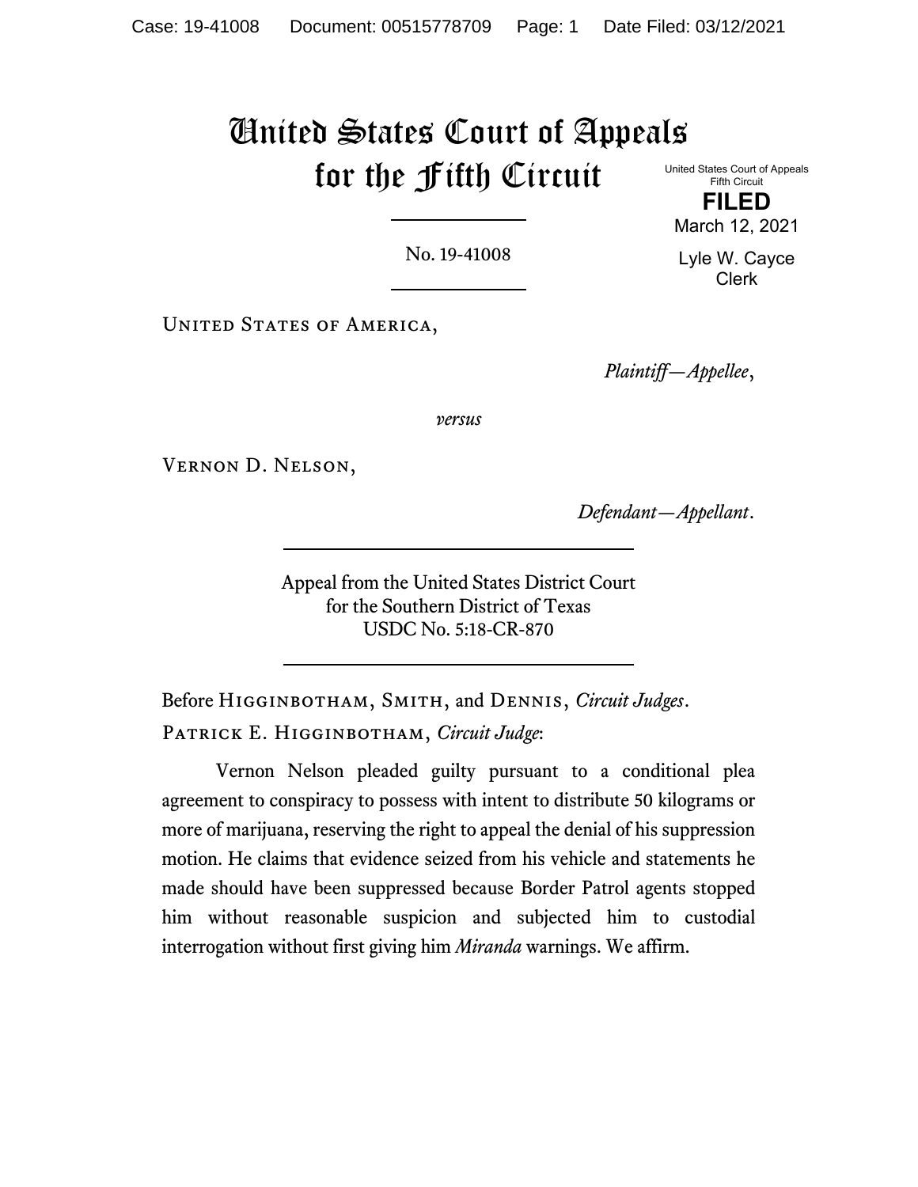# United States Court of Appeals for the Fifth Circuit

United States Court of Appeals
Fifth Circuit

**FILED**

March 12, 2021

Lyle W. Cayce
Clerk

No. 19-41008

United States of America,

*Plaintiff—Appellee*,

*versus*

Vernon D. Nelson,

*Defendant—Appellant*.

Appeal from the United States District Court
for the Southern District of Texas
USDC No. 5:18-CR-870

Before Higginbotham, Smith, and Dennis, *Circuit Judges*.

Patrick E. Higginbotham, *Circuit Judge*:

Vernon Nelson pleaded guilty pursuant to a conditional plea agreement to conspiracy to possess with intent to distribute 50 kilograms or more of marijuana, reserving the right to appeal the denial of his suppression motion. He claims that evidence seized from his vehicle and statements he made should have been suppressed because Border Patrol agents stopped him without reasonable suspicion and subjected him to custodial interrogation without first giving him *Miranda* warnings. We affirm.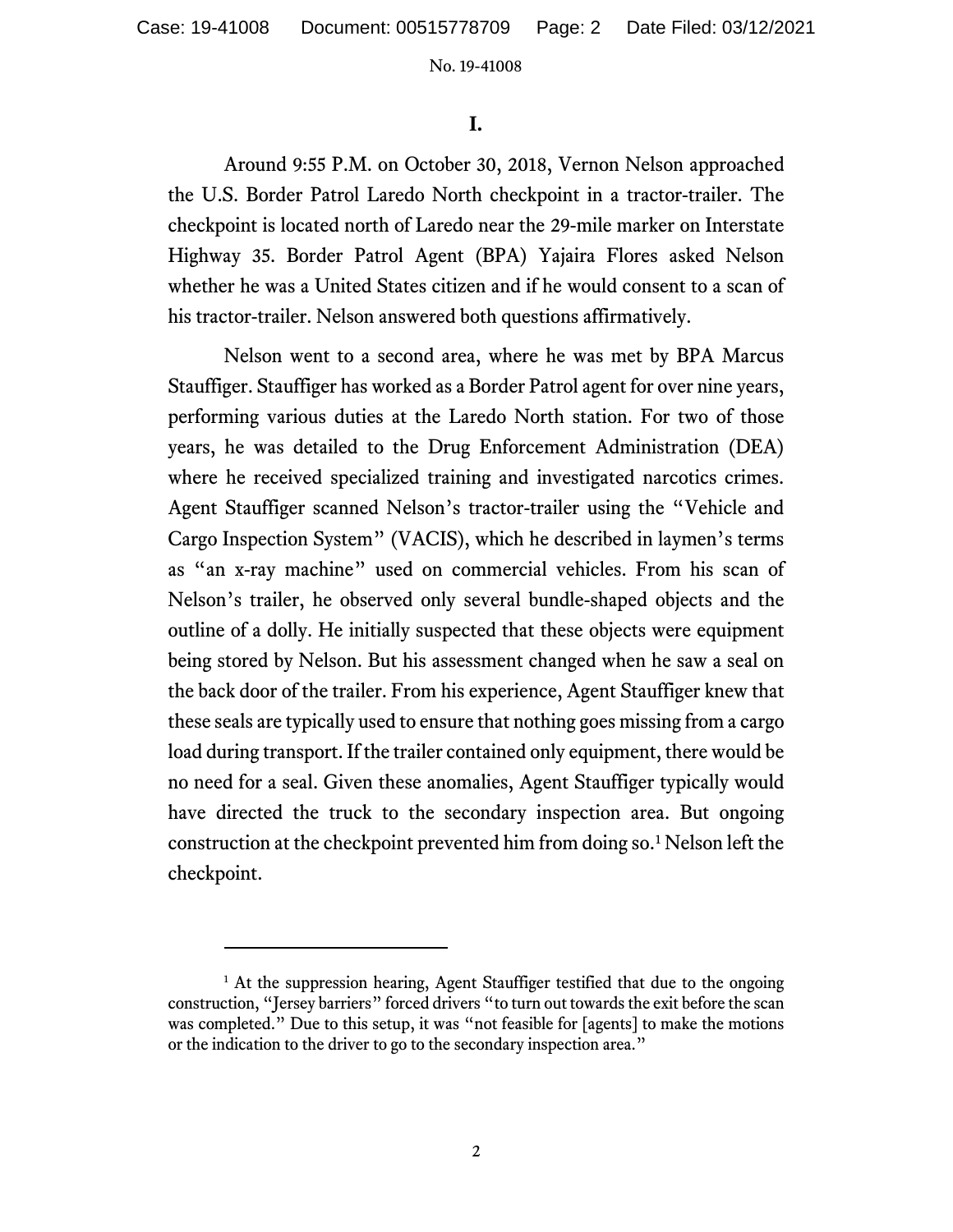# I.

Around 9:55 P.M. on October 30, 2018, Vernon Nelson approached the U.S. Border Patrol Laredo North checkpoint in a tractor-trailer. The checkpoint is located north of Laredo near the 29-mile marker on Interstate Highway 35. Border Patrol Agent (BPA) Yajaira Flores asked Nelson whether he was a United States citizen and if he would consent to a scan of his tractor-trailer. Nelson answered both questions affirmatively.

Nelson went to a second area, where he was met by BPA Marcus Stauffiger. Stauffiger has worked as a Border Patrol agent for over nine years, performing various duties at the Laredo North station. For two of those years, he was detailed to the Drug Enforcement Administration (DEA) where he received specialized training and investigated narcotics crimes. Agent Stauffiger scanned Nelson's tractor-trailer using the "Vehicle and Cargo Inspection System" (VACIS), which he described in laymen's terms as "an x-ray machine" used on commercial vehicles. From his scan of Nelson's trailer, he observed only several bundle-shaped objects and the outline of a dolly. He initially suspected that these objects were equipment being stored by Nelson. But his assessment changed when he saw a seal on the back door of the trailer. From his experience, Agent Stauffiger knew that these seals are typically used to ensure that nothing goes missing from a cargo load during transport. If the trailer contained only equipment, there would be no need for a seal. Given these anomalies, Agent Stauffiger typically would have directed the truck to the secondary inspection area. But ongoing construction at the checkpoint prevented him from doing so.[1] Nelson left the checkpoint.

---

[1] At the suppression hearing, Agent Stauffiger testified that due to the ongoing construction, "Jersey barriers" forced drivers "to turn out towards the exit before the scan was completed." Due to this setup, it was "not feasible for [agents] to make the motions or the indication to the driver to go to the secondary inspection area."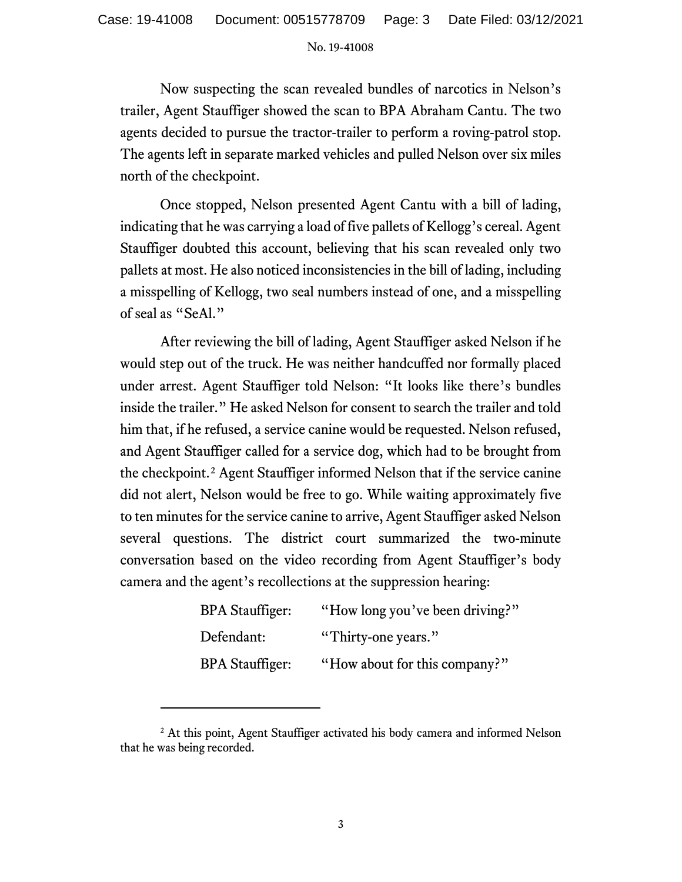Now suspecting the scan revealed bundles of narcotics in Nelson's trailer, Agent Stauffiger showed the scan to BPA Abraham Cantu. The two agents decided to pursue the tractor-trailer to perform a roving-patrol stop. The agents left in separate marked vehicles and pulled Nelson over six miles north of the checkpoint.

Once stopped, Nelson presented Agent Cantu with a bill of lading, indicating that he was carrying a load of five pallets of Kellogg's cereal. Agent Stauffiger doubted this account, believing that his scan revealed only two pallets at most. He also noticed inconsistencies in the bill of lading, including a misspelling of Kellogg, two seal numbers instead of one, and a misspelling of seal as "SeAl."

After reviewing the bill of lading, Agent Stauffiger asked Nelson if he would step out of the truck. He was neither handcuffed nor formally placed under arrest. Agent Stauffiger told Nelson: "It looks like there's bundles inside the trailer." He asked Nelson for consent to search the trailer and told him that, if he refused, a service canine would be requested. Nelson refused, and Agent Stauffiger called for a service dog, which had to be brought from the checkpoint.[2] Agent Stauffiger informed Nelson that if the service canine did not alert, Nelson would be free to go. While waiting approximately five to ten minutes for the service canine to arrive, Agent Stauffiger asked Nelson several questions. The district court summarized the two-minute conversation based on the video recording from Agent Stauffiger's body camera and the agent's recollections at the suppression hearing:

> BPA Stauffiger: "How long you've been driving?"
>
> Defendant: "Thirty-one years."
>
> BPA Stauffiger: "How about for this company?"

---

[2] At this point, Agent Stauffiger activated his body camera and informed Nelson that he was being recorded.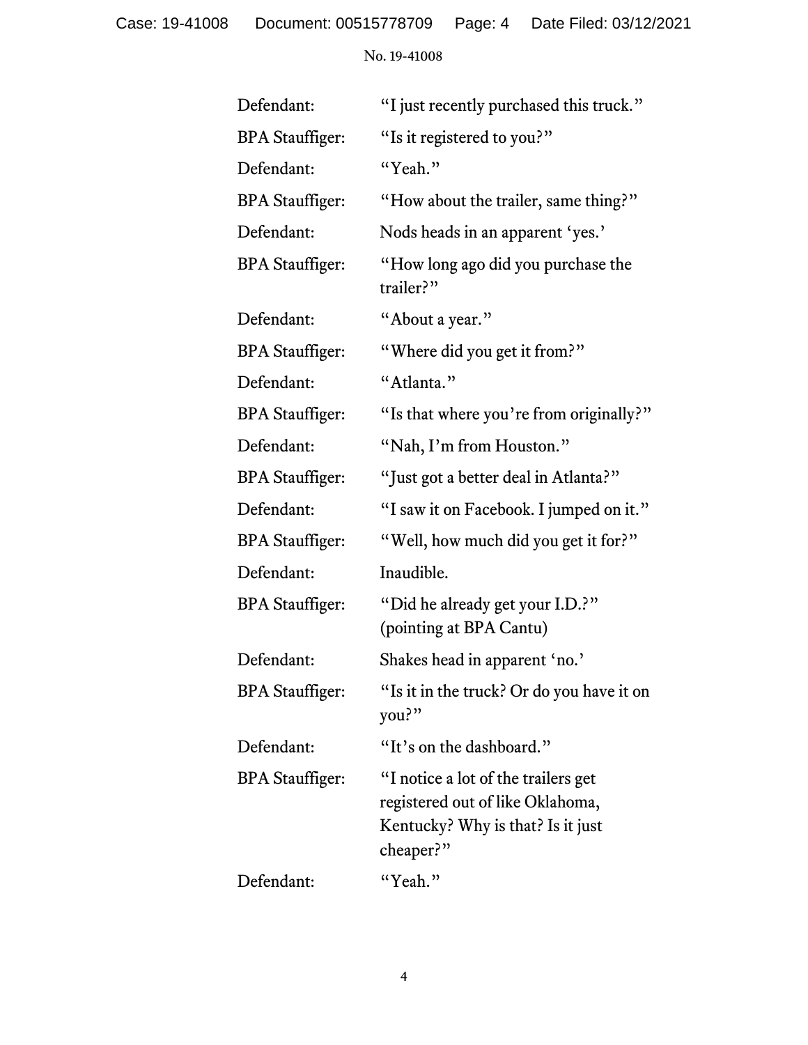| | |
|---|---|
| Defendant: | "I just recently purchased this truck." |
| BPA Stauffiger: | "Is it registered to you?" |
| Defendant: | "Yeah." |
| BPA Stauffiger: | "How about the trailer, same thing?" |
| Defendant: | Nods heads in an apparent 'yes.' |
| BPA Stauffiger: | "How long ago did you purchase the trailer?" |
| Defendant: | "About a year." |
| BPA Stauffiger: | "Where did you get it from?" |
| Defendant: | "Atlanta." |
| BPA Stauffiger: | "Is that where you're from originally?" |
| Defendant: | "Nah, I'm from Houston." |
| BPA Stauffiger: | "Just got a better deal in Atlanta?" |
| Defendant: | "I saw it on Facebook. I jumped on it." |
| BPA Stauffiger: | "Well, how much did you get it for?" |
| Defendant: | Inaudible. |
| BPA Stauffiger: | "Did he already get your I.D.?" (pointing at BPA Cantu) |
| Defendant: | Shakes head in apparent 'no.' |
| BPA Stauffiger: | "Is it in the truck? Or do you have it on you?" |
| Defendant: | "It's on the dashboard." |
| BPA Stauffiger: | "I notice a lot of the trailers get registered out of like Oklahoma, Kentucky? Why is that? Is it just cheaper?" |
| Defendant: | "Yeah." |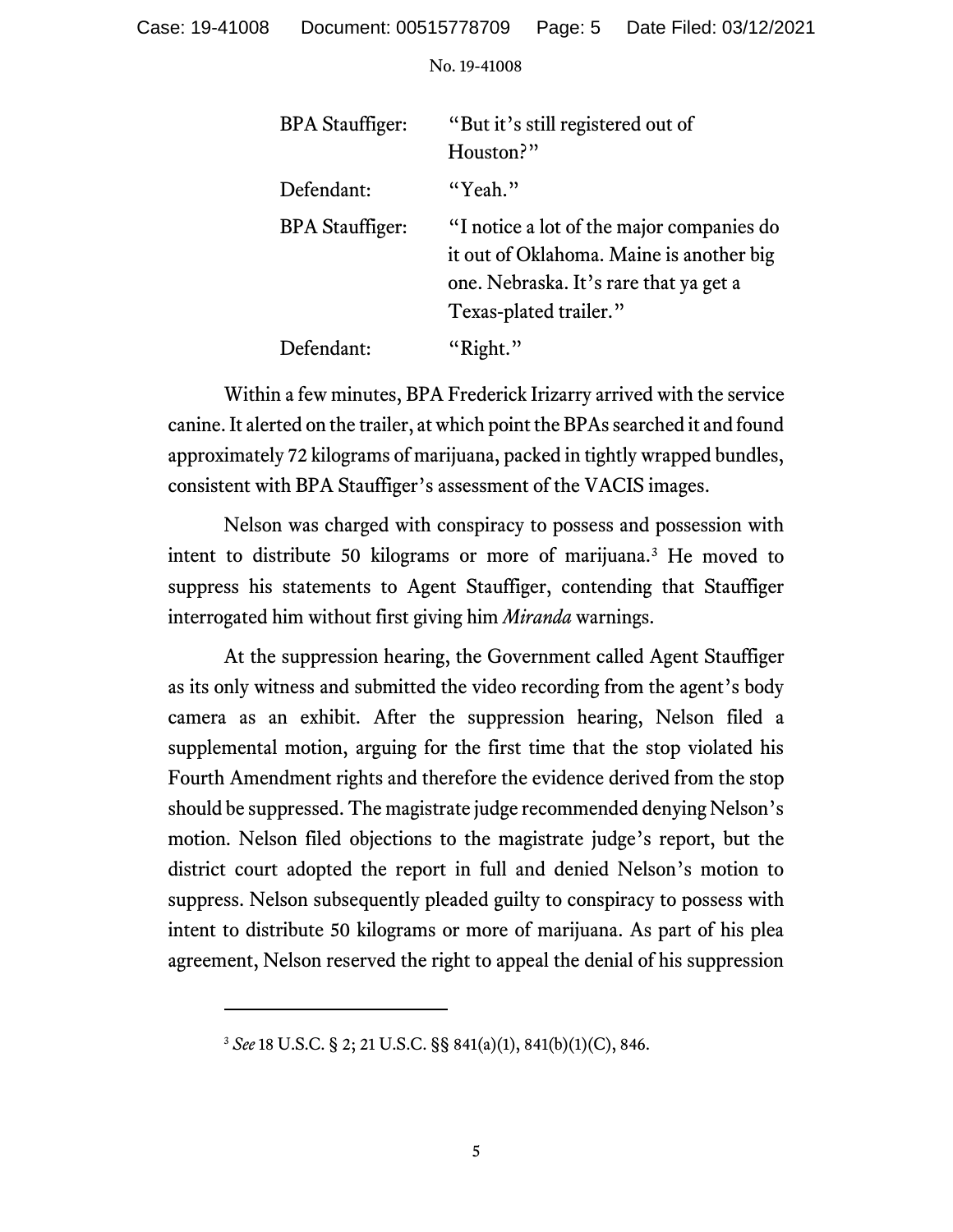| | |
|---|---|
| BPA Stauffiger: | "But it's still registered out of Houston?" |
| Defendant: | "Yeah." |
| BPA Stauffiger: | "I notice a lot of the major companies do it out of Oklahoma. Maine is another big one. Nebraska. It's rare that ya get a Texas-plated trailer." |
| Defendant: | "Right." |

Within a few minutes, BPA Frederick Irizarry arrived with the service canine. It alerted on the trailer, at which point the BPAs searched it and found approximately 72 kilograms of marijuana, packed in tightly wrapped bundles, consistent with BPA Stauffiger's assessment of the VACIS images.

Nelson was charged with conspiracy to possess and possession with intent to distribute 50 kilograms or more of marijuana.[3] He moved to suppress his statements to Agent Stauffiger, contending that Stauffiger interrogated him without first giving him *Miranda* warnings.

At the suppression hearing, the Government called Agent Stauffiger as its only witness and submitted the video recording from the agent's body camera as an exhibit. After the suppression hearing, Nelson filed a supplemental motion, arguing for the first time that the stop violated his Fourth Amendment rights and therefore the evidence derived from the stop should be suppressed. The magistrate judge recommended denying Nelson's motion. Nelson filed objections to the magistrate judge's report, but the district court adopted the report in full and denied Nelson's motion to suppress. Nelson subsequently pleaded guilty to conspiracy to possess with intent to distribute 50 kilograms or more of marijuana. As part of his plea agreement, Nelson reserved the right to appeal the denial of his suppression

---

[3] *See* 18 U.S.C. § 2; 21 U.S.C. §§ 841(a)(1), 841(b)(1)(C), 846.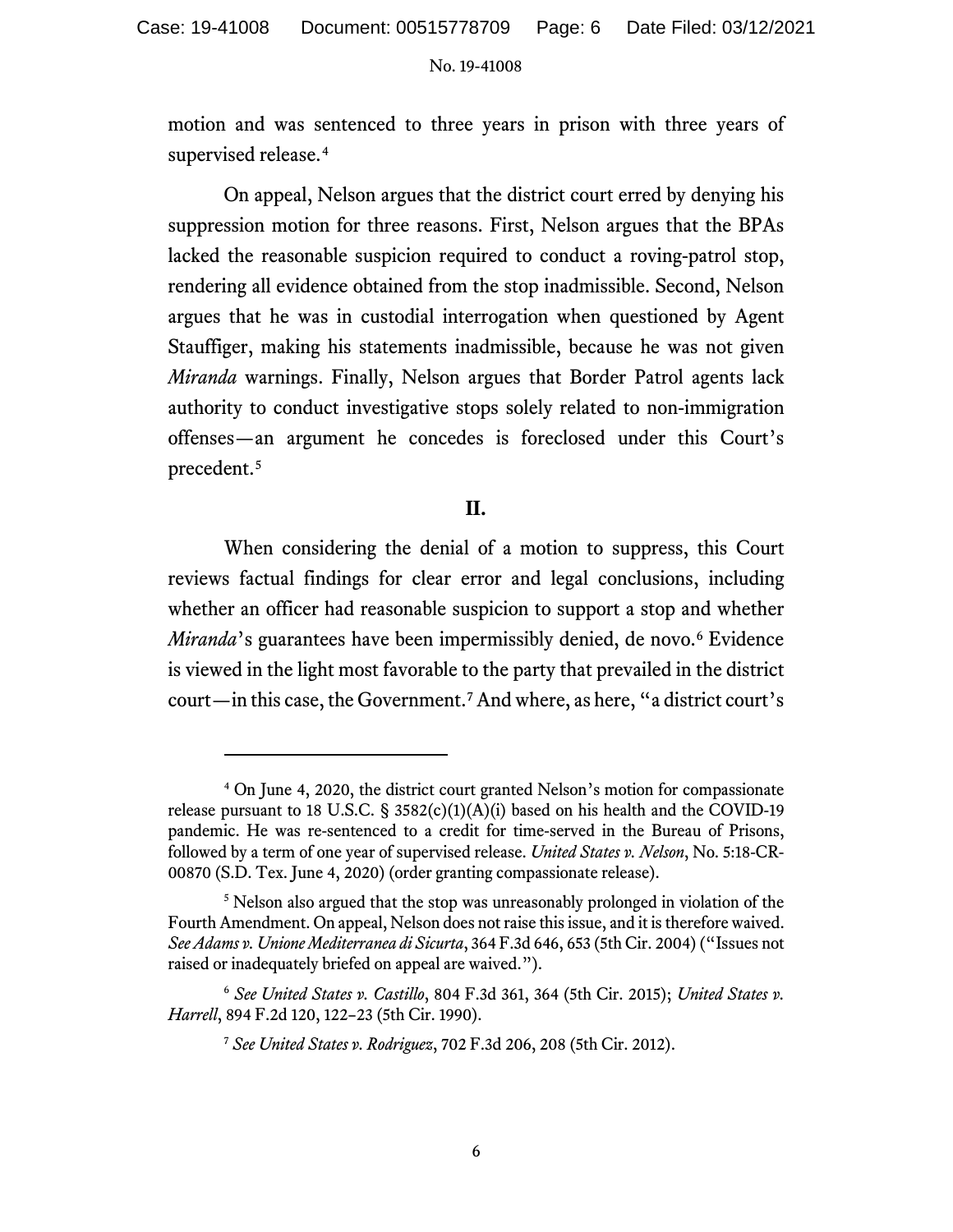motion and was sentenced to three years in prison with three years of supervised release.[4]

On appeal, Nelson argues that the district court erred by denying his suppression motion for three reasons. First, Nelson argues that the BPAs lacked the reasonable suspicion required to conduct a roving-patrol stop, rendering all evidence obtained from the stop inadmissible. Second, Nelson argues that he was in custodial interrogation when questioned by Agent Stauffiger, making his statements inadmissible, because he was not given *Miranda* warnings. Finally, Nelson argues that Border Patrol agents lack authority to conduct investigative stops solely related to non-immigration offenses—an argument he concedes is foreclosed under this Court's precedent.[5]

## II.

When considering the denial of a motion to suppress, this Court reviews factual findings for clear error and legal conclusions, including whether an officer had reasonable suspicion to support a stop and whether *Miranda*'s guarantees have been impermissibly denied, de novo.[6] Evidence is viewed in the light most favorable to the party that prevailed in the district court—in this case, the Government.[7] And where, as here, "a district court's

---

[4] On June 4, 2020, the district court granted Nelson's motion for compassionate release pursuant to 18 U.S.C. § 3582(c)(1)(A)(i) based on his health and the COVID-19 pandemic. He was re-sentenced to a credit for time-served in the Bureau of Prisons, followed by a term of one year of supervised release. *United States v. Nelson*, No. 5:18-CR-00870 (S.D. Tex. June 4, 2020) (order granting compassionate release).

[5] Nelson also argued that the stop was unreasonably prolonged in violation of the Fourth Amendment. On appeal, Nelson does not raise this issue, and it is therefore waived. *See Adams v. Unione Mediterranea di Sicurta*, 364 F.3d 646, 653 (5th Cir. 2004) ("Issues not raised or inadequately briefed on appeal are waived.").

[6] *See United States v. Castillo*, 804 F.3d 361, 364 (5th Cir. 2015); *United States v. Harrell*, 894 F.2d 120, 122–23 (5th Cir. 1990).

[7] *See United States v. Rodriguez*, 702 F.3d 206, 208 (5th Cir. 2012).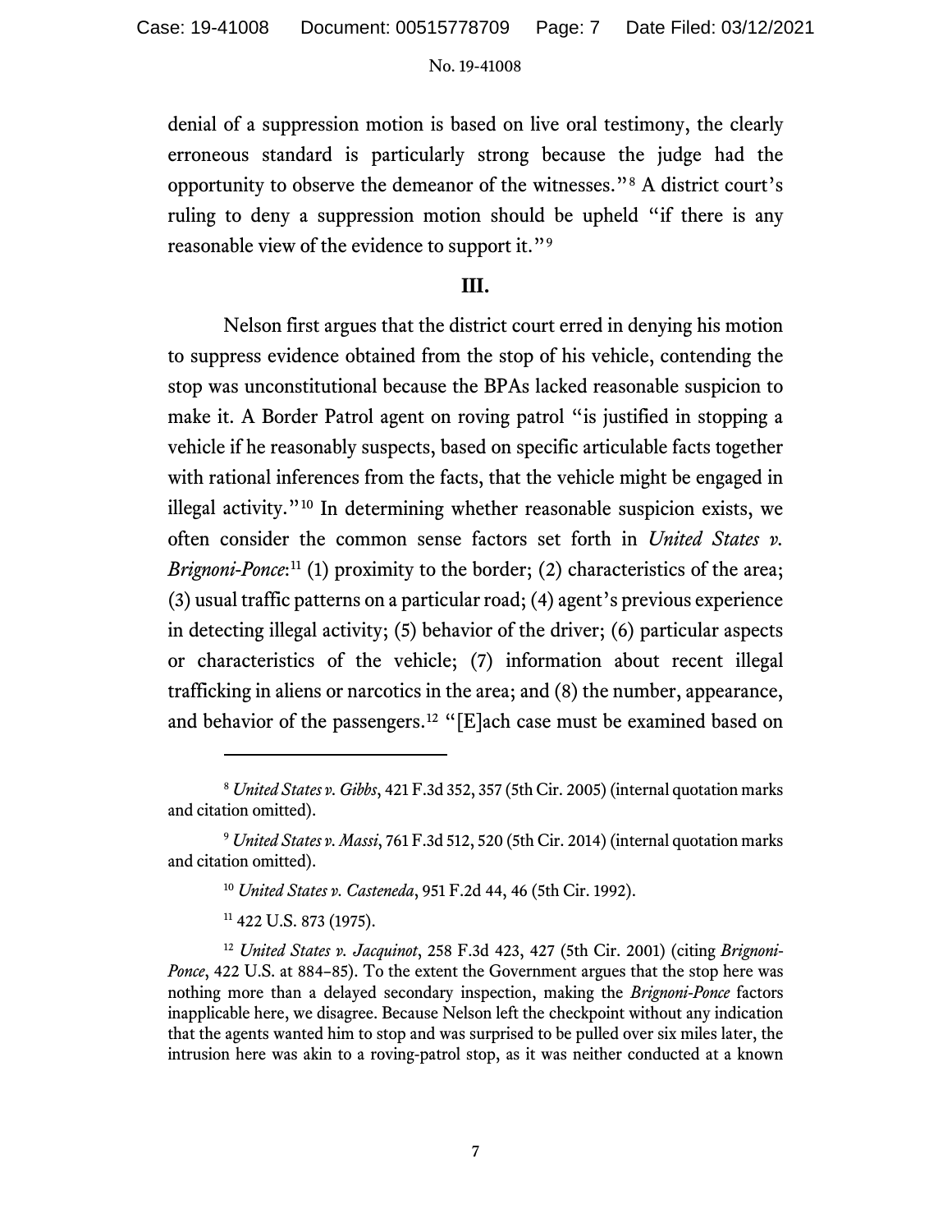denial of a suppression motion is based on live oral testimony, the clearly erroneous standard is particularly strong because the judge had the opportunity to observe the demeanor of the witnesses."[8] A district court's ruling to deny a suppression motion should be upheld "if there is any reasonable view of the evidence to support it."[9]

## III.

Nelson first argues that the district court erred in denying his motion to suppress evidence obtained from the stop of his vehicle, contending the stop was unconstitutional because the BPAs lacked reasonable suspicion to make it. A Border Patrol agent on roving patrol "is justified in stopping a vehicle if he reasonably suspects, based on specific articulable facts together with rational inferences from the facts, that the vehicle might be engaged in illegal activity."[10] In determining whether reasonable suspicion exists, we often consider the common sense factors set forth in *United States v. Brignoni-Ponce*:[11] (1) proximity to the border; (2) characteristics of the area; (3) usual traffic patterns on a particular road; (4) agent's previous experience in detecting illegal activity; (5) behavior of the driver; (6) particular aspects or characteristics of the vehicle; (7) information about recent illegal trafficking in aliens or narcotics in the area; and (8) the number, appearance, and behavior of the passengers.[12] "[E]ach case must be examined based on

---

[8] *United States v. Gibbs*, 421 F.3d 352, 357 (5th Cir. 2005) (internal quotation marks and citation omitted).

[9] *United States v. Massi*, 761 F.3d 512, 520 (5th Cir. 2014) (internal quotation marks and citation omitted).

[10] *United States v. Casteneda*, 951 F.2d 44, 46 (5th Cir. 1992).

[11] 422 U.S. 873 (1975).

[12] *United States v. Jacquinot*, 258 F.3d 423, 427 (5th Cir. 2001) (citing *Brignoni-Ponce*, 422 U.S. at 884–85). To the extent the Government argues that the stop here was nothing more than a delayed secondary inspection, making the *Brignoni-Ponce* factors inapplicable here, we disagree. Because Nelson left the checkpoint without any indication that the agents wanted him to stop and was surprised to be pulled over six miles later, the intrusion here was akin to a roving-patrol stop, as it was neither conducted at a known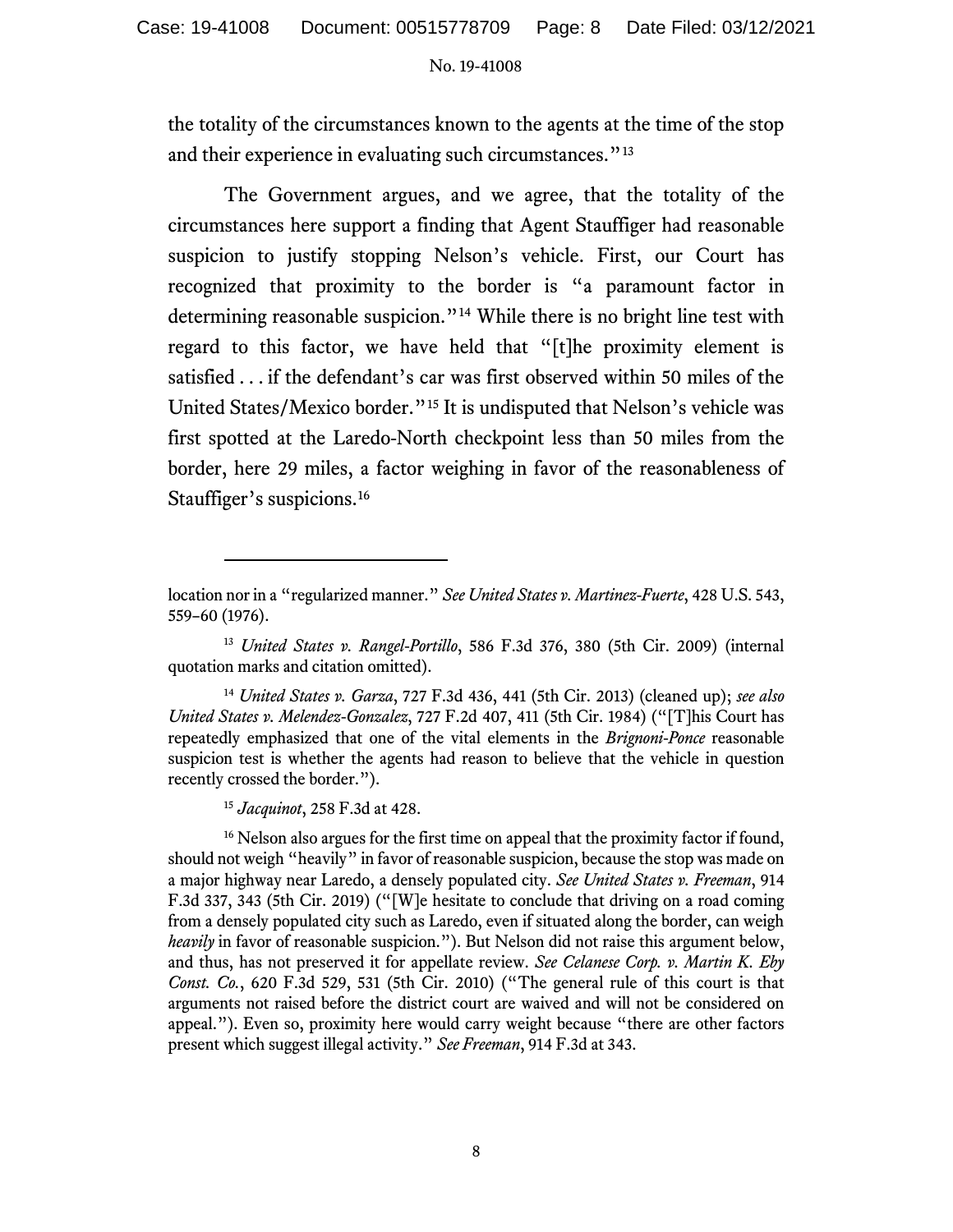the totality of the circumstances known to the agents at the time of the stop and their experience in evaluating such circumstances."[13]

The Government argues, and we agree, that the totality of the circumstances here support a finding that Agent Stauffiger had reasonable suspicion to justify stopping Nelson's vehicle. First, our Court has recognized that proximity to the border is "a paramount factor in determining reasonable suspicion."[14] While there is no bright line test with regard to this factor, we have held that "[t]he proximity element is satisfied . . . if the defendant's car was first observed within 50 miles of the United States/Mexico border."[15] It is undisputed that Nelson's vehicle was first spotted at the Laredo-North checkpoint less than 50 miles from the border, here 29 miles, a factor weighing in favor of the reasonableness of Stauffiger's suspicions.[16]

---

location nor in a "regularized manner." *See United States v. Martinez-Fuerte*, 428 U.S. 543, 559–60 (1976).

[13] *United States v. Rangel-Portillo*, 586 F.3d 376, 380 (5th Cir. 2009) (internal quotation marks and citation omitted).

[14] *United States v. Garza*, 727 F.3d 436, 441 (5th Cir. 2013) (cleaned up); *see also United States v. Melendez-Gonzalez*, 727 F.2d 407, 411 (5th Cir. 1984) ("[T]his Court has repeatedly emphasized that one of the vital elements in the *Brignoni-Ponce* reasonable suspicion test is whether the agents had reason to believe that the vehicle in question recently crossed the border.").

[15] *Jacquinot*, 258 F.3d at 428.

[16] Nelson also argues for the first time on appeal that the proximity factor if found, should not weigh "heavily" in favor of reasonable suspicion, because the stop was made on a major highway near Laredo, a densely populated city. *See United States v. Freeman*, 914 F.3d 337, 343 (5th Cir. 2019) ("[W]e hesitate to conclude that driving on a road coming from a densely populated city such as Laredo, even if situated along the border, can weigh *heavily* in favor of reasonable suspicion."). But Nelson did not raise this argument below, and thus, has not preserved it for appellate review. *See Celanese Corp. v. Martin K. Eby Const. Co.*, 620 F.3d 529, 531 (5th Cir. 2010) ("The general rule of this court is that arguments not raised before the district court are waived and will not be considered on appeal."). Even so, proximity here would carry weight because "there are other factors present which suggest illegal activity." *See Freeman*, 914 F.3d at 343.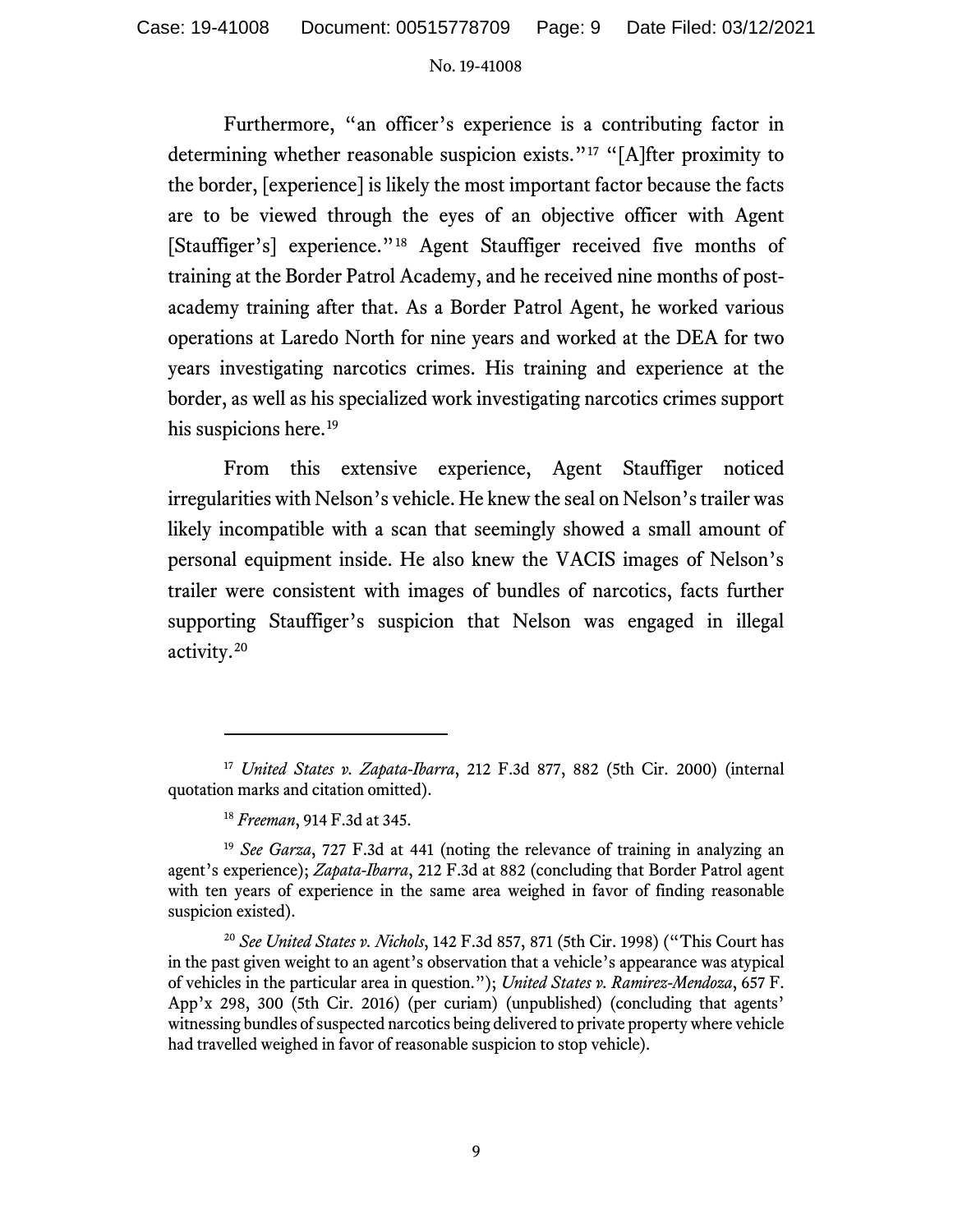Furthermore, "an officer's experience is a contributing factor in determining whether reasonable suspicion exists."[17] "[A]fter proximity to the border, [experience] is likely the most important factor because the facts are to be viewed through the eyes of an objective officer with Agent [Stauffiger's] experience."[18] Agent Stauffiger received five months of training at the Border Patrol Academy, and he received nine months of post-academy training after that. As a Border Patrol Agent, he worked various operations at Laredo North for nine years and worked at the DEA for two years investigating narcotics crimes. His training and experience at the border, as well as his specialized work investigating narcotics crimes support his suspicions here.[19]

From this extensive experience, Agent Stauffiger noticed irregularities with Nelson's vehicle. He knew the seal on Nelson's trailer was likely incompatible with a scan that seemingly showed a small amount of personal equipment inside. He also knew the VACIS images of Nelson's trailer were consistent with images of bundles of narcotics, facts further supporting Stauffiger's suspicion that Nelson was engaged in illegal activity.[20]

---

[17] *United States v. Zapata-Ibarra*, 212 F.3d 877, 882 (5th Cir. 2000) (internal quotation marks and citation omitted).

[18] *Freeman*, 914 F.3d at 345.

[19] *See Garza*, 727 F.3d at 441 (noting the relevance of training in analyzing an agent's experience); *Zapata-Ibarra*, 212 F.3d at 882 (concluding that Border Patrol agent with ten years of experience in the same area weighed in favor of finding reasonable suspicion existed).

[20] *See United States v. Nichols*, 142 F.3d 857, 871 (5th Cir. 1998) ("This Court has in the past given weight to an agent's observation that a vehicle's appearance was atypical of vehicles in the particular area in question."); *United States v. Ramirez-Mendoza*, 657 F. App'x 298, 300 (5th Cir. 2016) (per curiam) (unpublished) (concluding that agents' witnessing bundles of suspected narcotics being delivered to private property where vehicle had travelled weighed in favor of reasonable suspicion to stop vehicle).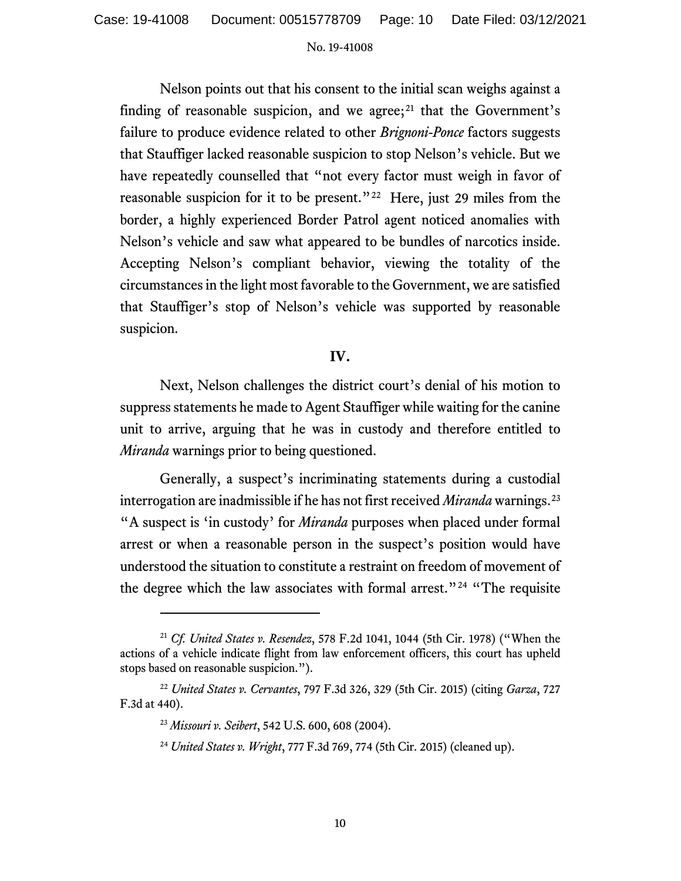Nelson points out that his consent to the initial scan weighs against a finding of reasonable suspicion, and we agree;[21] that the Government's failure to produce evidence related to other *Brignoni-Ponce* factors suggests that Stauffiger lacked reasonable suspicion to stop Nelson's vehicle. But we have repeatedly counselled that "not every factor must weigh in favor of reasonable suspicion for it to be present."[22] Here, just 29 miles from the border, a highly experienced Border Patrol agent noticed anomalies with Nelson's vehicle and saw what appeared to be bundles of narcotics inside. Accepting Nelson's compliant behavior, viewing the totality of the circumstances in the light most favorable to the Government, we are satisfied that Stauffiger's stop of Nelson's vehicle was supported by reasonable suspicion.

## IV.

Next, Nelson challenges the district court's denial of his motion to suppress statements he made to Agent Stauffiger while waiting for the canine unit to arrive, arguing that he was in custody and therefore entitled to *Miranda* warnings prior to being questioned.

Generally, a suspect's incriminating statements during a custodial interrogation are inadmissible if he has not first received *Miranda* warnings.[23] "A suspect is 'in custody' for *Miranda* purposes when placed under formal arrest or when a reasonable person in the suspect's position would have understood the situation to constitute a restraint on freedom of movement of the degree which the law associates with formal arrest."[24] "The requisite

---

[21] *Cf. United States v. Resendez*, 578 F.2d 1041, 1044 (5th Cir. 1978) ("When the actions of a vehicle indicate flight from law enforcement officers, this court has upheld stops based on reasonable suspicion.").

[22] *United States v. Cervantes*, 797 F.3d 326, 329 (5th Cir. 2015) (citing *Garza*, 727 F.3d at 440).

[23] *Missouri v. Seibert*, 542 U.S. 600, 608 (2004).

[24] *United States v. Wright*, 777 F.3d 769, 774 (5th Cir. 2015) (cleaned up).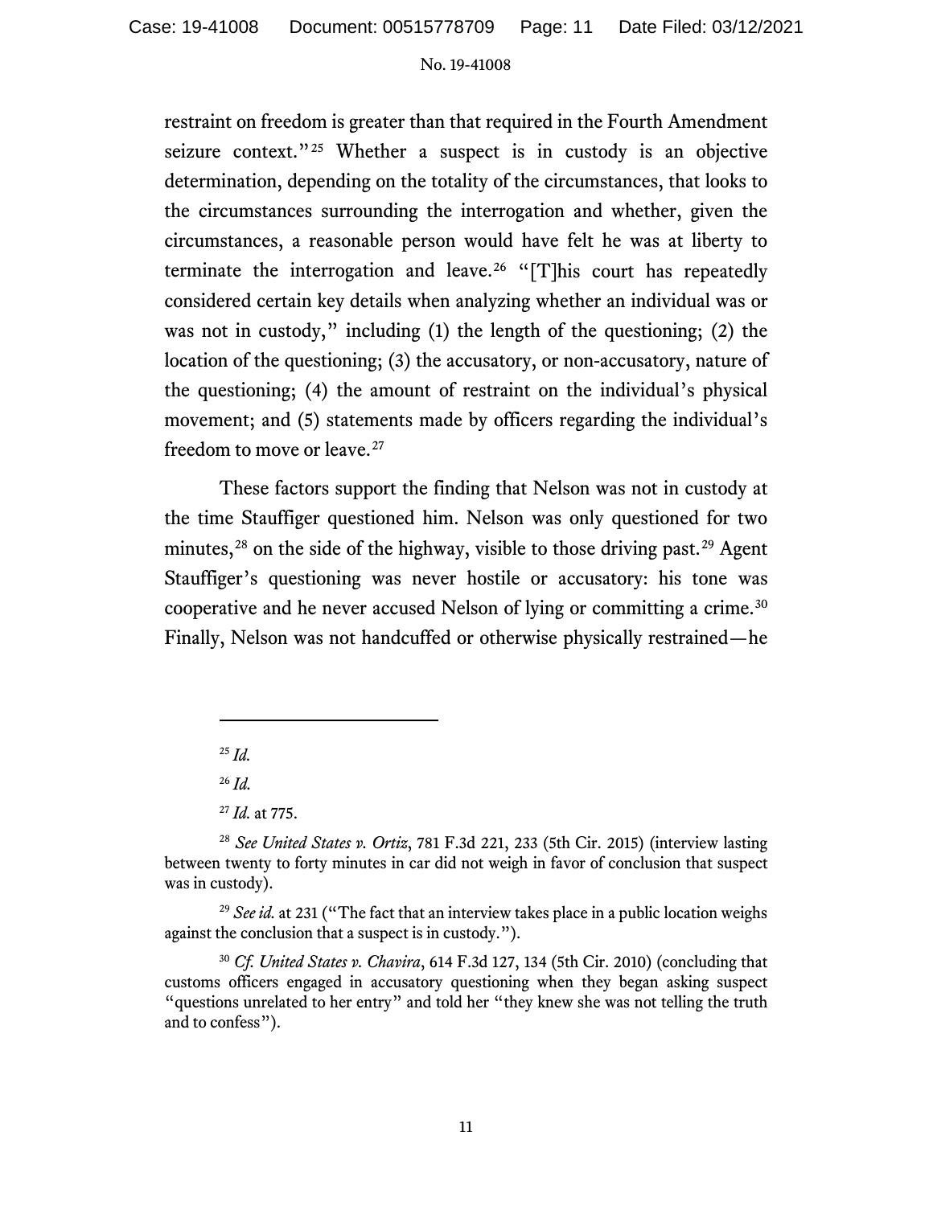restraint on freedom is greater than that required in the Fourth Amendment seizure context."[25] Whether a suspect is in custody is an objective determination, depending on the totality of the circumstances, that looks to the circumstances surrounding the interrogation and whether, given the circumstances, a reasonable person would have felt he was at liberty to terminate the interrogation and leave.[26] "[T]his court has repeatedly considered certain key details when analyzing whether an individual was or was not in custody," including (1) the length of the questioning; (2) the location of the questioning; (3) the accusatory, or non-accusatory, nature of the questioning; (4) the amount of restraint on the individual's physical movement; and (5) statements made by officers regarding the individual's freedom to move or leave.[27]

These factors support the finding that Nelson was not in custody at the time Stauffiger questioned him. Nelson was only questioned for two minutes,[28] on the side of the highway, visible to those driving past.[29] Agent Stauffiger's questioning was never hostile or accusatory: his tone was cooperative and he never accused Nelson of lying or committing a crime.[30] Finally, Nelson was not handcuffed or otherwise physically restrained—he

---

[25] *Id.*

[26] *Id.*

[27] *Id.* at 775.

[28] *See United States v. Ortiz*, 781 F.3d 221, 233 (5th Cir. 2015) (interview lasting between twenty to forty minutes in car did not weigh in favor of conclusion that suspect was in custody).

[29] *See id.* at 231 ("The fact that an interview takes place in a public location weighs against the conclusion that a suspect is in custody.").

[30] *Cf. United States v. Chavira*, 614 F.3d 127, 134 (5th Cir. 2010) (concluding that customs officers engaged in accusatory questioning when they began asking suspect "questions unrelated to her entry" and told her "they knew she was not telling the truth and to confess").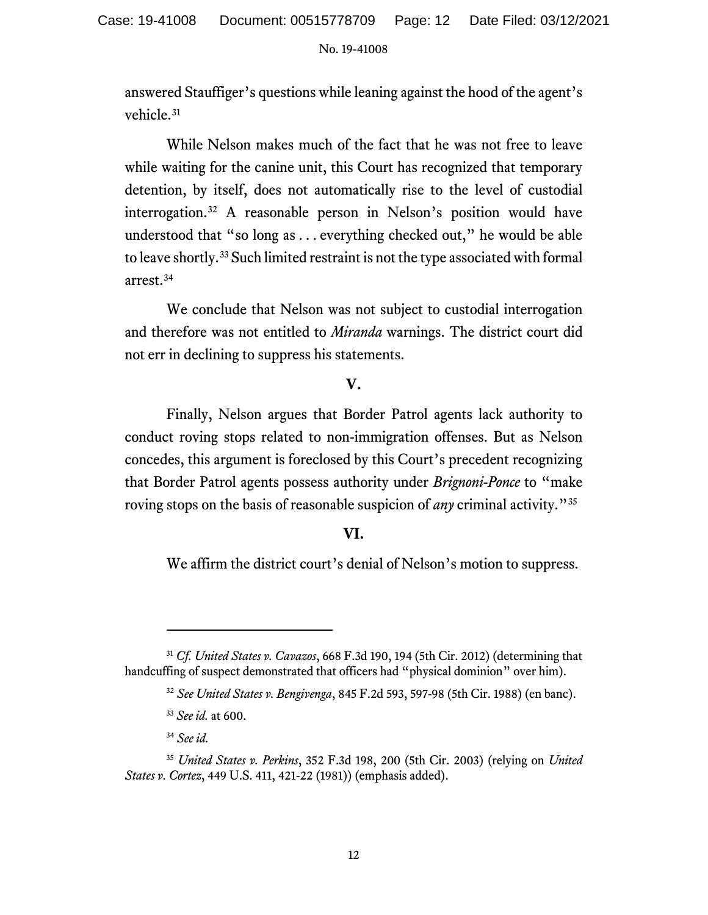answered Stauffiger's questions while leaning against the hood of the agent's vehicle.[31]

While Nelson makes much of the fact that he was not free to leave while waiting for the canine unit, this Court has recognized that temporary detention, by itself, does not automatically rise to the level of custodial interrogation.[32] A reasonable person in Nelson's position would have understood that "so long as . . . everything checked out," he would be able to leave shortly.[33] Such limited restraint is not the type associated with formal arrest.[34]

We conclude that Nelson was not subject to custodial interrogation and therefore was not entitled to *Miranda* warnings. The district court did not err in declining to suppress his statements.

## V.

Finally, Nelson argues that Border Patrol agents lack authority to conduct roving stops related to non-immigration offenses. But as Nelson concedes, this argument is foreclosed by this Court's precedent recognizing that Border Patrol agents possess authority under *Brignoni-Ponce* to "make roving stops on the basis of reasonable suspicion of *any* criminal activity."[35]

## VI.

We affirm the district court's denial of Nelson's motion to suppress.

---

[31] *Cf. United States v. Cavazos*, 668 F.3d 190, 194 (5th Cir. 2012) (determining that handcuffing of suspect demonstrated that officers had "physical dominion" over him).

[32] *See United States v. Bengivenga*, 845 F.2d 593, 597-98 (5th Cir. 1988) (en banc).

[33] *See id.* at 600.

[34] *See id.*

[35] *United States v. Perkins*, 352 F.3d 198, 200 (5th Cir. 2003) (relying on *United States v. Cortez*, 449 U.S. 411, 421-22 (1981)) (emphasis added).